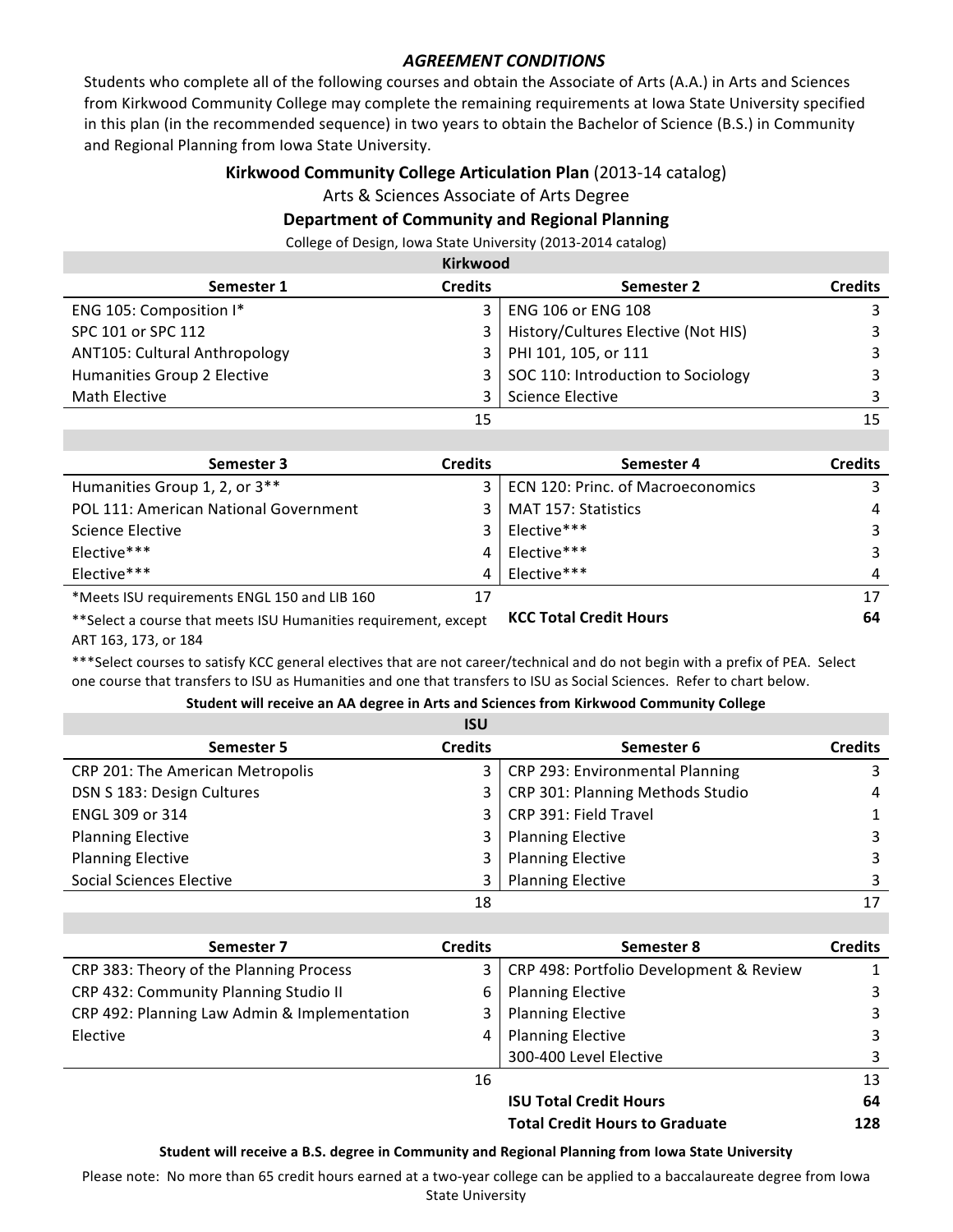## *AGREEMENT CONDITIONS*

Students who complete all of the following courses and obtain the Associate of Arts (A.A.) in Arts and Sciences from Kirkwood Community College may complete the remaining requirements at Iowa State University specified in this plan (in the recommended sequence) in two years to obtain the Bachelor of Science (B.S.) in Community and Regional Planning from Iowa State University.

**Kirkwood Community College Articulation Plan** (2013-14 catalog)

Arts & Sciences Associate of Arts Degree

**Department of Community and Regional Planning**

College of Design, Iowa State University (2013-2014 catalog)

### Kirkwood

| Semester 1 | Credits | Semester 2 | Credits |
|---|---|---|---|
| ENG 105: Composition I* | 3 | ENG 106 or ENG 108 | 3 |
| SPC 101 or SPC 112 | 3 | History/Cultures Elective (Not HIS) | 3 |
| ANT105: Cultural Anthropology | 3 | PHI 101, 105, or 111 | 3 |
| Humanities Group 2 Elective | 3 | SOC 110: Introduction to Sociology | 3 |
| Math Elective | 3 | Science Elective | 3 |
| | 15 | | 15 |

| Semester 3 | Credits | Semester 4 | Credits |
|---|---|---|---|
| Humanities Group 1, 2, or 3** | 3 | ECN 120: Princ. of Macroeconomics | 3 |
| POL 111: American National Government | 3 | MAT 157: Statistics | 4 |
| Science Elective | 3 | Elective*** | 3 |
| Elective*** | 4 | Elective*** | 3 |
| Elective*** | 4 | Elective*** | 4 |
| *Meets ISU requirements ENGL 150 and LIB 160 | 17 | | 17 |
| **Select a course that meets ISU Humanities requirement, except ART 163, 173, or 184 | | **KCC Total Credit Hours** | **64** |

***Select courses to satisfy KCC general electives that are not career/technical and do not begin with a prefix of PEA. Select one course that transfers to ISU as Humanities and one that transfers to ISU as Social Sciences. Refer to chart below.

**Student will receive an AA degree in Arts and Sciences from Kirkwood Community College**

### ISU

| Semester 5 | Credits | Semester 6 | Credits |
|---|---|---|---|
| CRP 201: The American Metropolis | 3 | CRP 293: Environmental Planning | 3 |
| DSN S 183: Design Cultures | 3 | CRP 301: Planning Methods Studio | 4 |
| ENGL 309 or 314 | 3 | CRP 391: Field Travel | 1 |
| Planning Elective | 3 | Planning Elective | 3 |
| Planning Elective | 3 | Planning Elective | 3 |
| Social Sciences Elective | 3 | Planning Elective | 3 |
| | 18 | | 17 |

| Semester 7 | Credits | Semester 8 | Credits |
|---|---|---|---|
| CRP 383: Theory of the Planning Process | 3 | CRP 498: Portfolio Development & Review | 1 |
| CRP 432: Community Planning Studio II | 6 | Planning Elective | 3 |
| CRP 492: Planning Law Admin & Implementation | 3 | Planning Elective | 3 |
| Elective | 4 | Planning Elective | 3 |
| | | 300-400 Level Elective | 3 |
| | 16 | | 13 |
| | | **ISU Total Credit Hours** | **64** |
| | | **Total Credit Hours to Graduate** | **128** |

**Student will receive a B.S. degree in Community and Regional Planning from Iowa State University**

Please note: No more than 65 credit hours earned at a two-year college can be applied to a baccalaureate degree from Iowa State University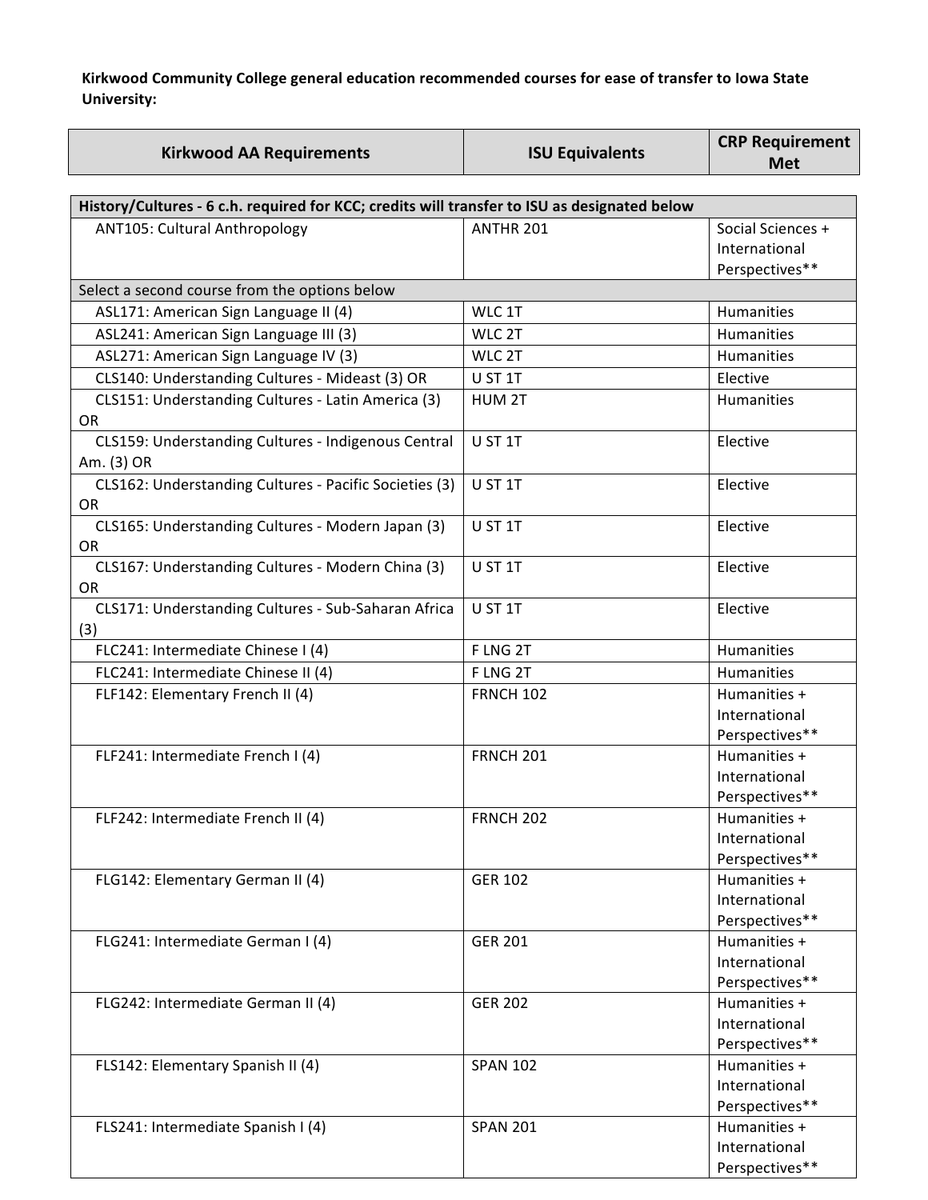**Kirkwood Community College general education recommended courses for ease of transfer to Iowa State University:**

| Kirkwood AA Requirements | ISU Equivalents | CRP Requirement Met |
|---|---|---|
| **History/Cultures - 6 c.h. required for KCC; credits will transfer to ISU as designated below** | | |
| ANT105: Cultural Anthropology | ANTHR 201 | Social Sciences + International Perspectives** |
| Select a second course from the options below | | |
| ASL171: American Sign Language II (4) | WLC 1T | Humanities |
| ASL241: American Sign Language III (3) | WLC 2T | Humanities |
| ASL271: American Sign Language IV (3) | WLC 2T | Humanities |
| CLS140: Understanding Cultures - Mideast (3) OR | U ST 1T | Elective |
| CLS151: Understanding Cultures - Latin America (3) OR | HUM 2T | Humanities |
| CLS159: Understanding Cultures - Indigenous Central Am. (3) OR | U ST 1T | Elective |
| CLS162: Understanding Cultures - Pacific Societies (3) OR | U ST 1T | Elective |
| CLS165: Understanding Cultures - Modern Japan (3) OR | U ST 1T | Elective |
| CLS167: Understanding Cultures - Modern China (3) OR | U ST 1T | Elective |
| CLS171: Understanding Cultures - Sub-Saharan Africa (3) | U ST 1T | Elective |
| FLC241: Intermediate Chinese I (4) | F LNG 2T | Humanities |
| FLC241: Intermediate Chinese II (4) | F LNG 2T | Humanities |
| FLF142: Elementary French II (4) | FRNCH 102 | Humanities + International Perspectives** |
| FLF241: Intermediate French I (4) | FRNCH 201 | Humanities + International Perspectives** |
| FLF242: Intermediate French II (4) | FRNCH 202 | Humanities + International Perspectives** |
| FLG142: Elementary German II (4) | GER 102 | Humanities + International Perspectives** |
| FLG241: Intermediate German I (4) | GER 201 | Humanities + International Perspectives** |
| FLG242: Intermediate German II (4) | GER 202 | Humanities + International Perspectives** |
| FLS142: Elementary Spanish II (4) | SPAN 102 | Humanities + International Perspectives** |
| FLS241: Intermediate Spanish I (4) | SPAN 201 | Humanities + International Perspectives** |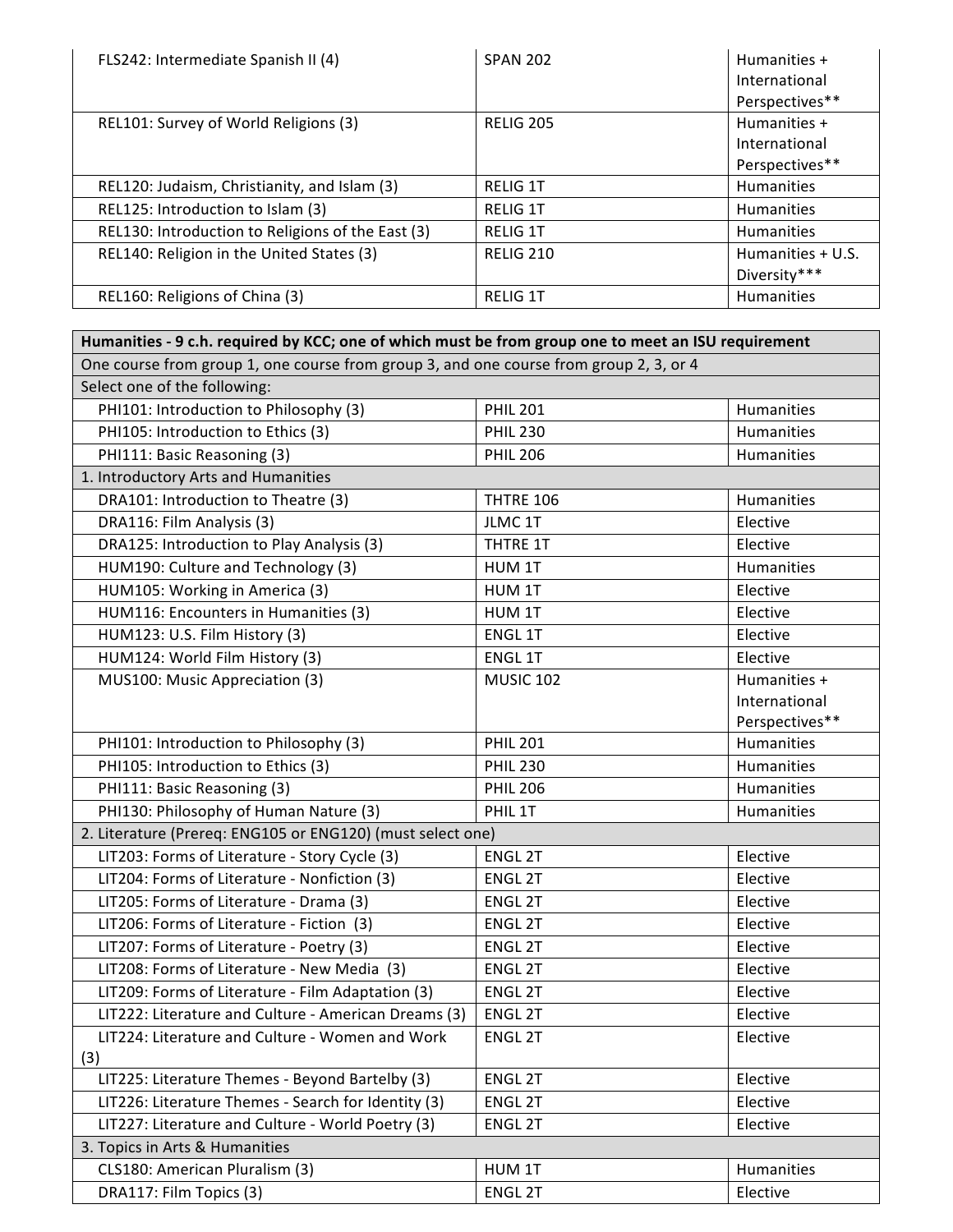| | | |
|---|---|---|
| FLS242: Intermediate Spanish II (4) | SPAN 202 | Humanities + International Perspectives** |
| REL101: Survey of World Religions (3) | RELIG 205 | Humanities + International Perspectives** |
| REL120: Judaism, Christianity, and Islam (3) | RELIG 1T | Humanities |
| REL125: Introduction to Islam (3) | RELIG 1T | Humanities |
| REL130: Introduction to Religions of the East (3) | RELIG 1T | Humanities |
| REL140: Religion in the United States (3) | RELIG 210 | Humanities + U.S. Diversity*** |
| REL160: Religions of China (3) | RELIG 1T | Humanities |

| **Humanities - 9 c.h. required by KCC; one of which must be from group one to meet an ISU requirement** | | |
|---|---|---|
| One course from group 1, one course from group 3, and one course from group 2, 3, or 4 | | |
| Select one of the following: | | |
| PHI101: Introduction to Philosophy (3) | PHIL 201 | Humanities |
| PHI105: Introduction to Ethics (3) | PHIL 230 | Humanities |
| PHI111: Basic Reasoning (3) | PHIL 206 | Humanities |
| 1. Introductory Arts and Humanities | | |
| DRA101: Introduction to Theatre (3) | THTRE 106 | Humanities |
| DRA116: Film Analysis (3) | JLMC 1T | Elective |
| DRA125: Introduction to Play Analysis (3) | THTRE 1T | Elective |
| HUM190: Culture and Technology (3) | HUM 1T | Humanities |
| HUM105: Working in America (3) | HUM 1T | Elective |
| HUM116: Encounters in Humanities (3) | HUM 1T | Elective |
| HUM123: U.S. Film History (3) | ENGL 1T | Elective |
| HUM124: World Film History (3) | ENGL 1T | Elective |
| MUS100: Music Appreciation (3) | MUSIC 102 | Humanities + International Perspectives** |
| PHI101: Introduction to Philosophy (3) | PHIL 201 | Humanities |
| PHI105: Introduction to Ethics (3) | PHIL 230 | Humanities |
| PHI111: Basic Reasoning (3) | PHIL 206 | Humanities |
| PHI130: Philosophy of Human Nature (3) | PHIL 1T | Humanities |
| 2. Literature (Prereq: ENG105 or ENG120) (must select one) | | |
| LIT203: Forms of Literature - Story Cycle (3) | ENGL 2T | Elective |
| LIT204: Forms of Literature - Nonfiction (3) | ENGL 2T | Elective |
| LIT205: Forms of Literature - Drama (3) | ENGL 2T | Elective |
| LIT206: Forms of Literature - Fiction (3) | ENGL 2T | Elective |
| LIT207: Forms of Literature - Poetry (3) | ENGL 2T | Elective |
| LIT208: Forms of Literature - New Media (3) | ENGL 2T | Elective |
| LIT209: Forms of Literature - Film Adaptation (3) | ENGL 2T | Elective |
| LIT222: Literature and Culture - American Dreams (3) | ENGL 2T | Elective |
| LIT224: Literature and Culture - Women and Work (3) | ENGL 2T | Elective |
| LIT225: Literature Themes - Beyond Bartelby (3) | ENGL 2T | Elective |
| LIT226: Literature Themes - Search for Identity (3) | ENGL 2T | Elective |
| LIT227: Literature and Culture - World Poetry (3) | ENGL 2T | Elective |
| 3. Topics in Arts & Humanities | | |
| CLS180: American Pluralism (3) | HUM 1T | Humanities |
| DRA117: Film Topics (3) | ENGL 2T | Elective |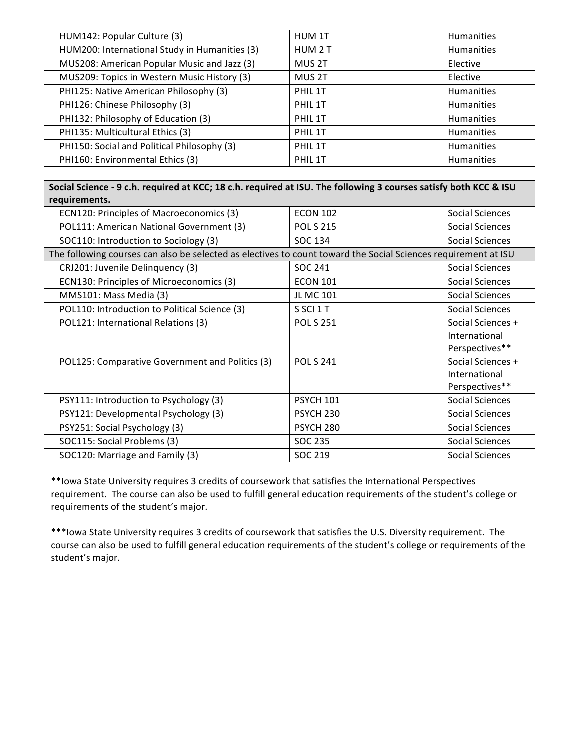| | | |
|---|---|---|
| HUM142: Popular Culture (3) | HUM 1T | Humanities |
| HUM200: International Study in Humanities (3) | HUM 2 T | Humanities |
| MUS208: American Popular Music and Jazz (3) | MUS 2T | Elective |
| MUS209: Topics in Western Music History (3) | MUS 2T | Elective |
| PHI125: Native American Philosophy (3) | PHIL 1T | Humanities |
| PHI126: Chinese Philosophy (3) | PHIL 1T | Humanities |
| PHI132: Philosophy of Education (3) | PHIL 1T | Humanities |
| PHI135: Multicultural Ethics (3) | PHIL 1T | Humanities |
| PHI150: Social and Political Philosophy (3) | PHIL 1T | Humanities |
| PHI160: Environmental Ethics (3) | PHIL 1T | Humanities |

| **Social Science - 9 c.h. required at KCC; 18 c.h. required at ISU. The following 3 courses satisfy both KCC & ISU requirements.** | | |
|---|---|---|
| ECN120: Principles of Macroeconomics (3) | ECON 102 | Social Sciences |
| POL111: American National Government (3) | POL S 215 | Social Sciences |
| SOC110: Introduction to Sociology (3) | SOC 134 | Social Sciences |
| The following courses can also be selected as electives to count toward the Social Sciences requirement at ISU | | |
| CRJ201: Juvenile Delinquency (3) | SOC 241 | Social Sciences |
| ECN130: Principles of Microeconomics (3) | ECON 101 | Social Sciences |
| MMS101: Mass Media (3) | JL MC 101 | Social Sciences |
| POL110: Introduction to Political Science (3) | S SCI 1 T | Social Sciences |
| POL121: International Relations (3) | POL S 251 | Social Sciences + International Perspectives** |
| POL125: Comparative Government and Politics (3) | POL S 241 | Social Sciences + International Perspectives** |
| PSY111: Introduction to Psychology (3) | PSYCH 101 | Social Sciences |
| PSY121: Developmental Psychology (3) | PSYCH 230 | Social Sciences |
| PSY251: Social Psychology (3) | PSYCH 280 | Social Sciences |
| SOC115: Social Problems (3) | SOC 235 | Social Sciences |
| SOC120: Marriage and Family (3) | SOC 219 | Social Sciences |

**Iowa State University requires 3 credits of coursework that satisfies the International Perspectives requirement. The course can also be used to fulfill general education requirements of the student's college or requirements of the student's major.

***Iowa State University requires 3 credits of coursework that satisfies the U.S. Diversity requirement. The course can also be used to fulfill general education requirements of the student's college or requirements of the student's major.